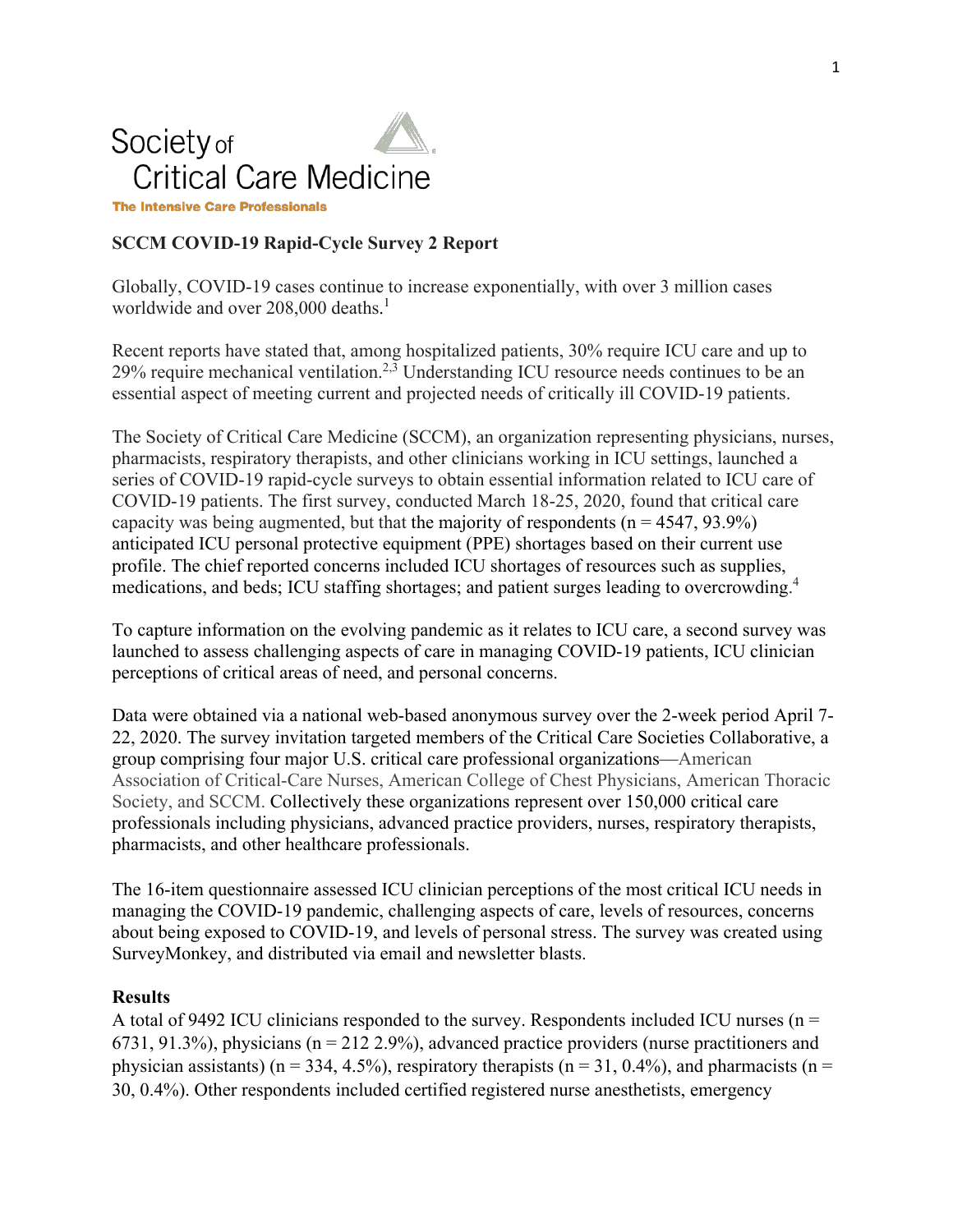Society of Critical Care Medicine

The Intensive Care Professionals

**SCCM COVID-19 Rapid-Cycle Survey 2 Report**

Globally, COVID-19 cases continue to increase exponentially, with over 3 million cases worldwide and over 208,000 deaths.[1]

Recent reports have stated that, among hospitalized patients, 30% require ICU care and up to 29% require mechanical ventilation.[2,3] Understanding ICU resource needs continues to be an essential aspect of meeting current and projected needs of critically ill COVID-19 patients.

The Society of Critical Care Medicine (SCCM), an organization representing physicians, nurses, pharmacists, respiratory therapists, and other clinicians working in ICU settings, launched a series of COVID-19 rapid-cycle surveys to obtain essential information related to ICU care of COVID-19 patients. The first survey, conducted March 18-25, 2020, found that critical care capacity was being augmented, but that the majority of respondents (n = 4547, 93.9%) anticipated ICU personal protective equipment (PPE) shortages based on their current use profile. The chief reported concerns included ICU shortages of resources such as supplies, medications, and beds; ICU staffing shortages; and patient surges leading to overcrowding.[4]

To capture information on the evolving pandemic as it relates to ICU care, a second survey was launched to assess challenging aspects of care in managing COVID-19 patients, ICU clinician perceptions of critical areas of need, and personal concerns.

Data were obtained via a national web-based anonymous survey over the 2-week period April 7-22, 2020. The survey invitation targeted members of the Critical Care Societies Collaborative, a group comprising four major U.S. critical care professional organizations—American Association of Critical-Care Nurses, American College of Chest Physicians, American Thoracic Society, and SCCM. Collectively these organizations represent over 150,000 critical care professionals including physicians, advanced practice providers, nurses, respiratory therapists, pharmacists, and other healthcare professionals.

The 16-item questionnaire assessed ICU clinician perceptions of the most critical ICU needs in managing the COVID-19 pandemic, challenging aspects of care, levels of resources, concerns about being exposed to COVID-19, and levels of personal stress. The survey was created using SurveyMonkey, and distributed via email and newsletter blasts.

**Results**

A total of 9492 ICU clinicians responded to the survey. Respondents included ICU nurses (n = 6731, 91.3%), physicians (n = 212 2.9%), advanced practice providers (nurse practitioners and physician assistants) (n = 334, 4.5%), respiratory therapists (n = 31, 0.4%), and pharmacists (n = 30, 0.4%). Other respondents included certified registered nurse anesthetists, emergency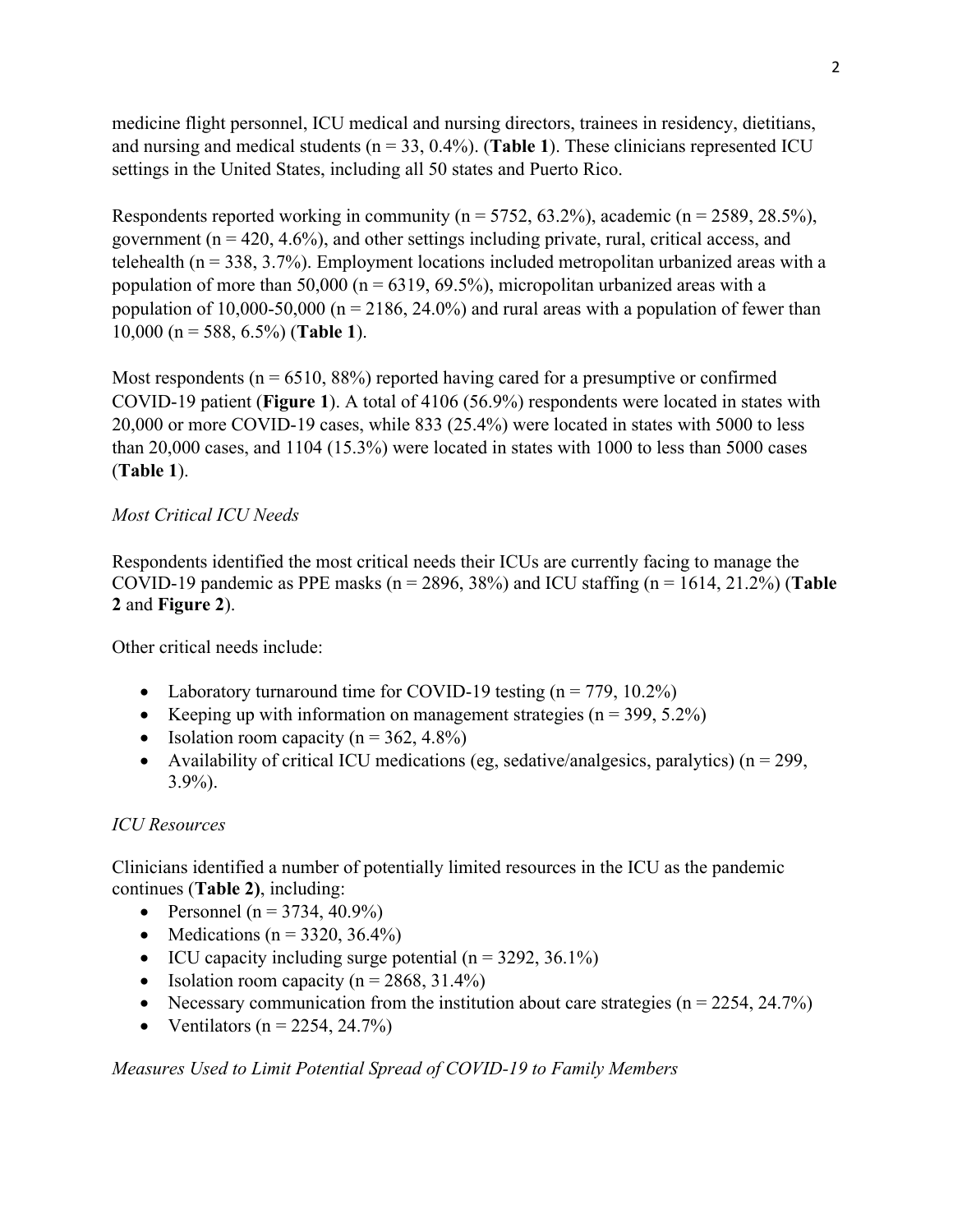medicine flight personnel, ICU medical and nursing directors, trainees in residency, dietitians, and nursing and medical students (n = 33, 0.4%). (**Table 1**). These clinicians represented ICU settings in the United States, including all 50 states and Puerto Rico.

Respondents reported working in community (n = 5752, 63.2%), academic (n = 2589, 28.5%), government (n = 420, 4.6%), and other settings including private, rural, critical access, and telehealth (n = 338, 3.7%). Employment locations included metropolitan urbanized areas with a population of more than 50,000 (n = 6319, 69.5%), micropolitan urbanized areas with a population of 10,000-50,000 (n = 2186, 24.0%) and rural areas with a population of fewer than 10,000 (n = 588, 6.5%) (**Table 1**).

Most respondents (n = 6510, 88%) reported having cared for a presumptive or confirmed COVID-19 patient (**Figure 1**). A total of 4106 (56.9%) respondents were located in states with 20,000 or more COVID-19 cases, while 833 (25.4%) were located in states with 5000 to less than 20,000 cases, and 1104 (15.3%) were located in states with 1000 to less than 5000 cases (**Table 1**).

*Most Critical ICU Needs*

Respondents identified the most critical needs their ICUs are currently facing to manage the COVID-19 pandemic as PPE masks (n = 2896, 38%) and ICU staffing (n = 1614, 21.2%) (**Table 2** and **Figure 2**).

Other critical needs include:

- Laboratory turnaround time for COVID-19 testing (n = 779, 10.2%)
- Keeping up with information on management strategies (n = 399, 5.2%)
- Isolation room capacity (n = 362, 4.8%)
- Availability of critical ICU medications (eg, sedative/analgesics, paralytics) (n = 299, 3.9%).

*ICU Resources*

Clinicians identified a number of potentially limited resources in the ICU as the pandemic continues (**Table 2**), including:

- Personnel (n = 3734, 40.9%)
- Medications (n = 3320, 36.4%)
- ICU capacity including surge potential (n = 3292, 36.1%)
- Isolation room capacity (n = 2868, 31.4%)
- Necessary communication from the institution about care strategies (n = 2254, 24.7%)
- Ventilators (n = 2254, 24.7%)

*Measures Used to Limit Potential Spread of COVID-19 to Family Members*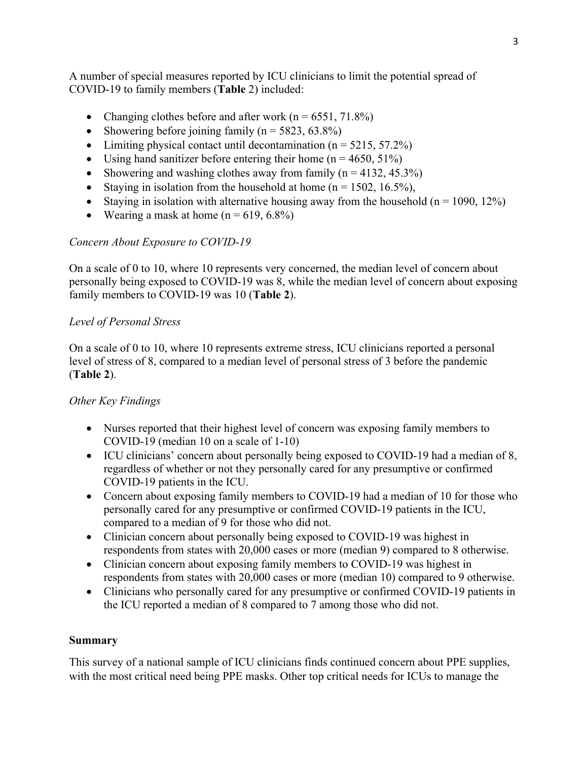A number of special measures reported by ICU clinicians to limit the potential spread of COVID-19 to family members (**Table** 2) included:

- Changing clothes before and after work (n = 6551, 71.8%)
- Showering before joining family (n = 5823, 63.8%)
- Limiting physical contact until decontamination (n = 5215, 57.2%)
- Using hand sanitizer before entering their home (n = 4650, 51%)
- Showering and washing clothes away from family (n = 4132, 45.3%)
- Staying in isolation from the household at home (n = 1502, 16.5%),
- Staying in isolation with alternative housing away from the household (n = 1090, 12%)
- Wearing a mask at home (n = 619, 6.8%)

*Concern About Exposure to COVID-19*

On a scale of 0 to 10, where 10 represents very concerned, the median level of concern about personally being exposed to COVID-19 was 8, while the median level of concern about exposing family members to COVID-19 was 10 (**Table 2**).

*Level of Personal Stress*

On a scale of 0 to 10, where 10 represents extreme stress, ICU clinicians reported a personal level of stress of 8, compared to a median level of personal stress of 3 before the pandemic (**Table 2**).

*Other Key Findings*

- Nurses reported that their highest level of concern was exposing family members to COVID-19 (median 10 on a scale of 1-10)
- ICU clinicians' concern about personally being exposed to COVID-19 had a median of 8, regardless of whether or not they personally cared for any presumptive or confirmed COVID-19 patients in the ICU.
- Concern about exposing family members to COVID-19 had a median of 10 for those who personally cared for any presumptive or confirmed COVID-19 patients in the ICU, compared to a median of 9 for those who did not.
- Clinician concern about personally being exposed to COVID-19 was highest in respondents from states with 20,000 cases or more (median 9) compared to 8 otherwise.
- Clinician concern about exposing family members to COVID-19 was highest in respondents from states with 20,000 cases or more (median 10) compared to 9 otherwise.
- Clinicians who personally cared for any presumptive or confirmed COVID-19 patients in the ICU reported a median of 8 compared to 7 among those who did not.

**Summary**

This survey of a national sample of ICU clinicians finds continued concern about PPE supplies, with the most critical need being PPE masks. Other top critical needs for ICUs to manage the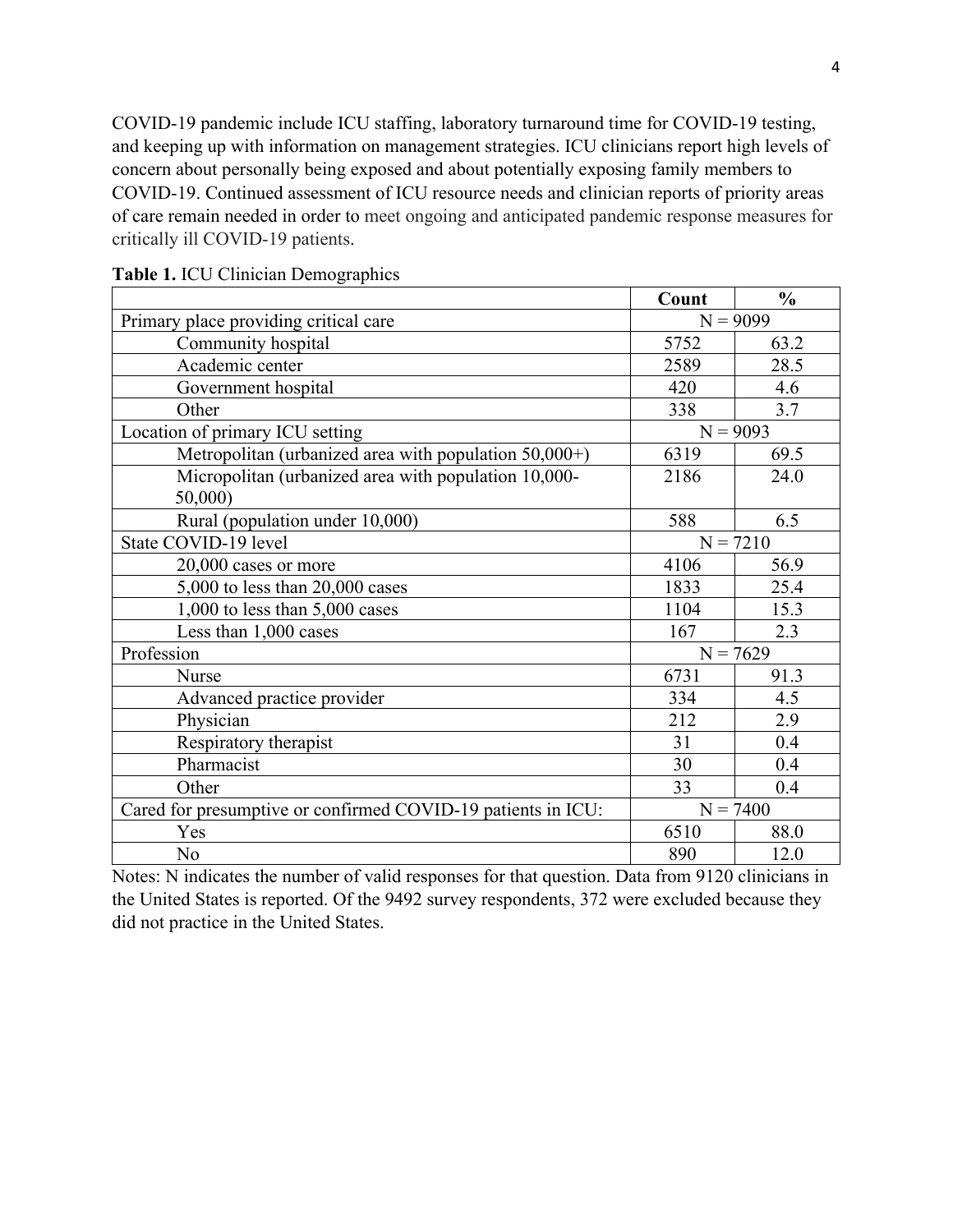COVID-19 pandemic include ICU staffing, laboratory turnaround time for COVID-19 testing, and keeping up with information on management strategies. ICU clinicians report high levels of concern about personally being exposed and about potentially exposing family members to COVID-19. Continued assessment of ICU resource needs and clinician reports of priority areas of care remain needed in order to meet ongoing and anticipated pandemic response measures for critically ill COVID-19 patients.

**Table 1.** ICU Clinician Demographics

| | Count | % |
|---|---|---|
| Primary place providing critical care | N = 9099 | |
| Community hospital | 5752 | 63.2 |
| Academic center | 2589 | 28.5 |
| Government hospital | 420 | 4.6 |
| Other | 338 | 3.7 |
| Location of primary ICU setting | N = 9093 | |
| Metropolitan (urbanized area with population 50,000+) | 6319 | 69.5 |
| Micropolitan (urbanized area with population 10,000-50,000) | 2186 | 24.0 |
| Rural (population under 10,000) | 588 | 6.5 |
| State COVID-19 level | N = 7210 | |
| 20,000 cases or more | 4106 | 56.9 |
| 5,000 to less than 20,000 cases | 1833 | 25.4 |
| 1,000 to less than 5,000 cases | 1104 | 15.3 |
| Less than 1,000 cases | 167 | 2.3 |
| Profession | N = 7629 | |
| Nurse | 6731 | 91.3 |
| Advanced practice provider | 334 | 4.5 |
| Physician | 212 | 2.9 |
| Respiratory therapist | 31 | 0.4 |
| Pharmacist | 30 | 0.4 |
| Other | 33 | 0.4 |
| Cared for presumptive or confirmed COVID-19 patients in ICU: | N = 7400 | |
| Yes | 6510 | 88.0 |
| No | 890 | 12.0 |

Notes: N indicates the number of valid responses for that question. Data from 9120 clinicians in the United States is reported. Of the 9492 survey respondents, 372 were excluded because they did not practice in the United States.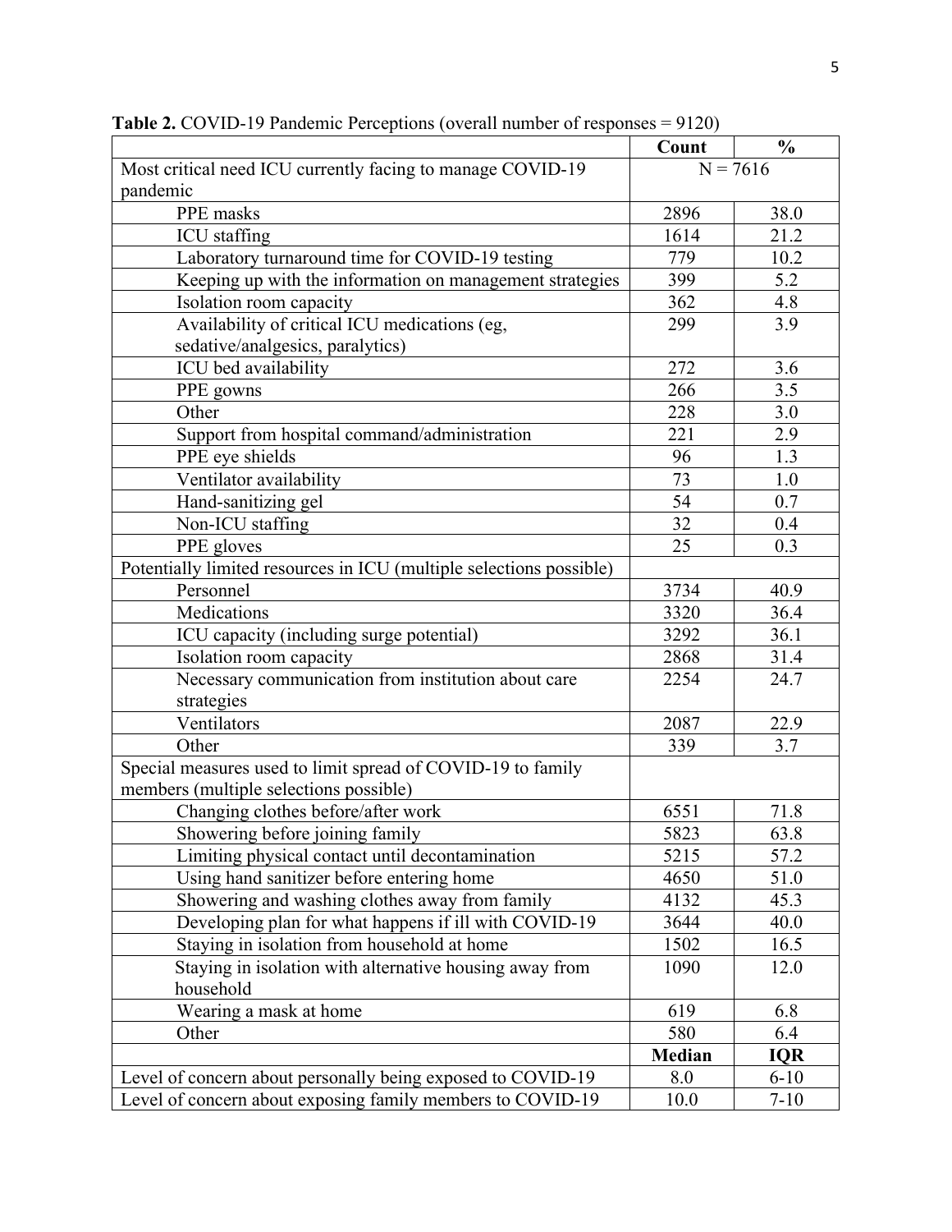**Table 2.** COVID-19 Pandemic Perceptions (overall number of responses = 9120)

| | Count | % |
|---|---|---|
| Most critical need ICU currently facing to manage COVID-19 pandemic | N = 7616 | |
| PPE masks | 2896 | 38.0 |
| ICU staffing | 1614 | 21.2 |
| Laboratory turnaround time for COVID-19 testing | 779 | 10.2 |
| Keeping up with the information on management strategies | 399 | 5.2 |
| Isolation room capacity | 362 | 4.8 |
| Availability of critical ICU medications (eg, sedative/analgesics, paralytics) | 299 | 3.9 |
| ICU bed availability | 272 | 3.6 |
| PPE gowns | 266 | 3.5 |
| Other | 228 | 3.0 |
| Support from hospital command/administration | 221 | 2.9 |
| PPE eye shields | 96 | 1.3 |
| Ventilator availability | 73 | 1.0 |
| Hand-sanitizing gel | 54 | 0.7 |
| Non-ICU staffing | 32 | 0.4 |
| PPE gloves | 25 | 0.3 |
| Potentially limited resources in ICU (multiple selections possible) | | |
| Personnel | 3734 | 40.9 |
| Medications | 3320 | 36.4 |
| ICU capacity (including surge potential) | 3292 | 36.1 |
| Isolation room capacity | 2868 | 31.4 |
| Necessary communication from institution about care strategies | 2254 | 24.7 |
| Ventilators | 2087 | 22.9 |
| Other | 339 | 3.7 |
| Special measures used to limit spread of COVID-19 to family members (multiple selections possible) | | |
| Changing clothes before/after work | 6551 | 71.8 |
| Showering before joining family | 5823 | 63.8 |
| Limiting physical contact until decontamination | 5215 | 57.2 |
| Using hand sanitizer before entering home | 4650 | 51.0 |
| Showering and washing clothes away from family | 4132 | 45.3 |
| Developing plan for what happens if ill with COVID-19 | 3644 | 40.0 |
| Staying in isolation from household at home | 1502 | 16.5 |
| Staying in isolation with alternative housing away from household | 1090 | 12.0 |
| Wearing a mask at home | 619 | 6.8 |
| Other | 580 | 6.4 |
| | **Median** | **IQR** |
| Level of concern about personally being exposed to COVID-19 | 8.0 | 6-10 |
| Level of concern about exposing family members to COVID-19 | 10.0 | 7-10 |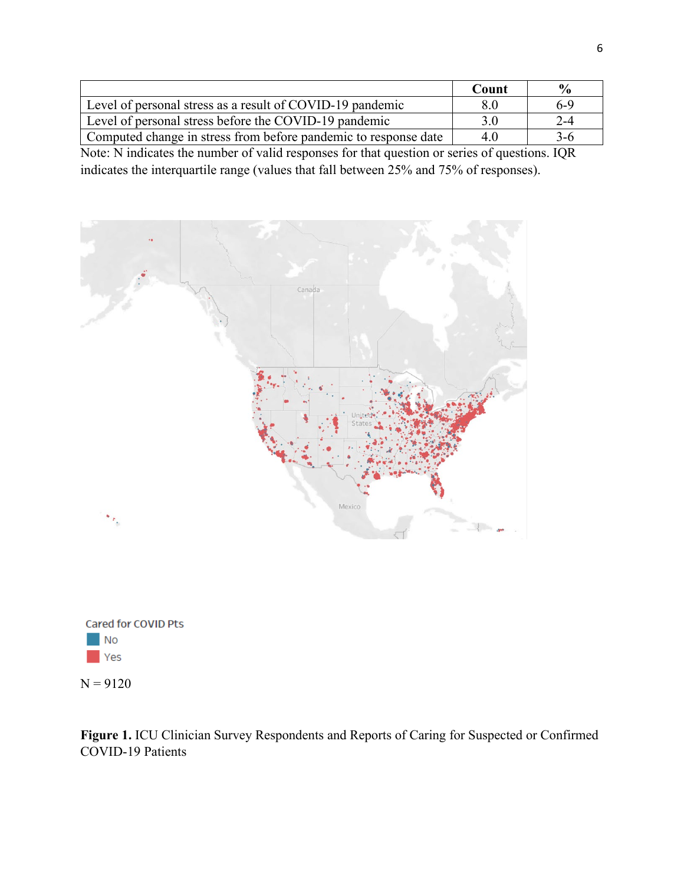| | Count | % |
|---|---|---|
| Level of personal stress as a result of COVID-19 pandemic | 8.0 | 6-9 |
| Level of personal stress before the COVID-19 pandemic | 3.0 | 2-4 |
| Computed change in stress from before pandemic to response date | 4.0 | 3-6 |

Note: N indicates the number of valid responses for that question or series of questions. IQR indicates the interquartile range (values that fall between 25% and 75% of responses).

Cared for COVID Pts

No

Yes

N = 9120

**Figure 1.** ICU Clinician Survey Respondents and Reports of Caring for Suspected or Confirmed COVID-19 Patients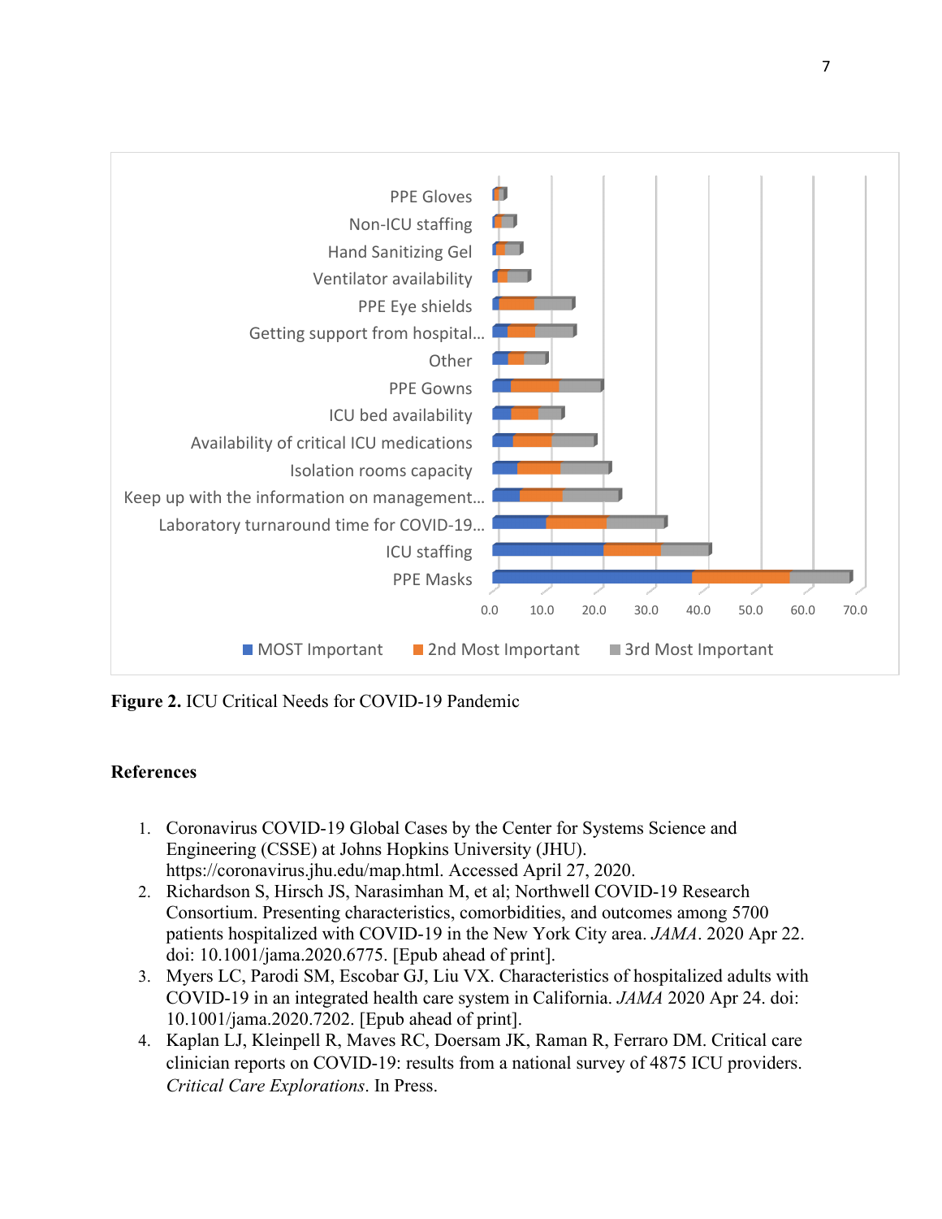**Figure 2.** ICU Critical Needs for COVID-19 Pandemic

## References

1. Coronavirus COVID-19 Global Cases by the Center for Systems Science and Engineering (CSSE) at Johns Hopkins University (JHU). https://coronavirus.jhu.edu/map.html. Accessed April 27, 2020.
2. Richardson S, Hirsch JS, Narasimhan M, et al; Northwell COVID-19 Research Consortium. Presenting characteristics, comorbidities, and outcomes among 5700 patients hospitalized with COVID-19 in the New York City area. *JAMA*. 2020 Apr 22. doi: 10.1001/jama.2020.6775. [Epub ahead of print].
3. Myers LC, Parodi SM, Escobar GJ, Liu VX. Characteristics of hospitalized adults with COVID-19 in an integrated health care system in California. *JAMA* 2020 Apr 24. doi: 10.1001/jama.2020.7202. [Epub ahead of print].
4. Kaplan LJ, Kleinpell R, Maves RC, Doersam JK, Raman R, Ferraro DM. Critical care clinician reports on COVID-19: results from a national survey of 4875 ICU providers. *Critical Care Explorations*. In Press.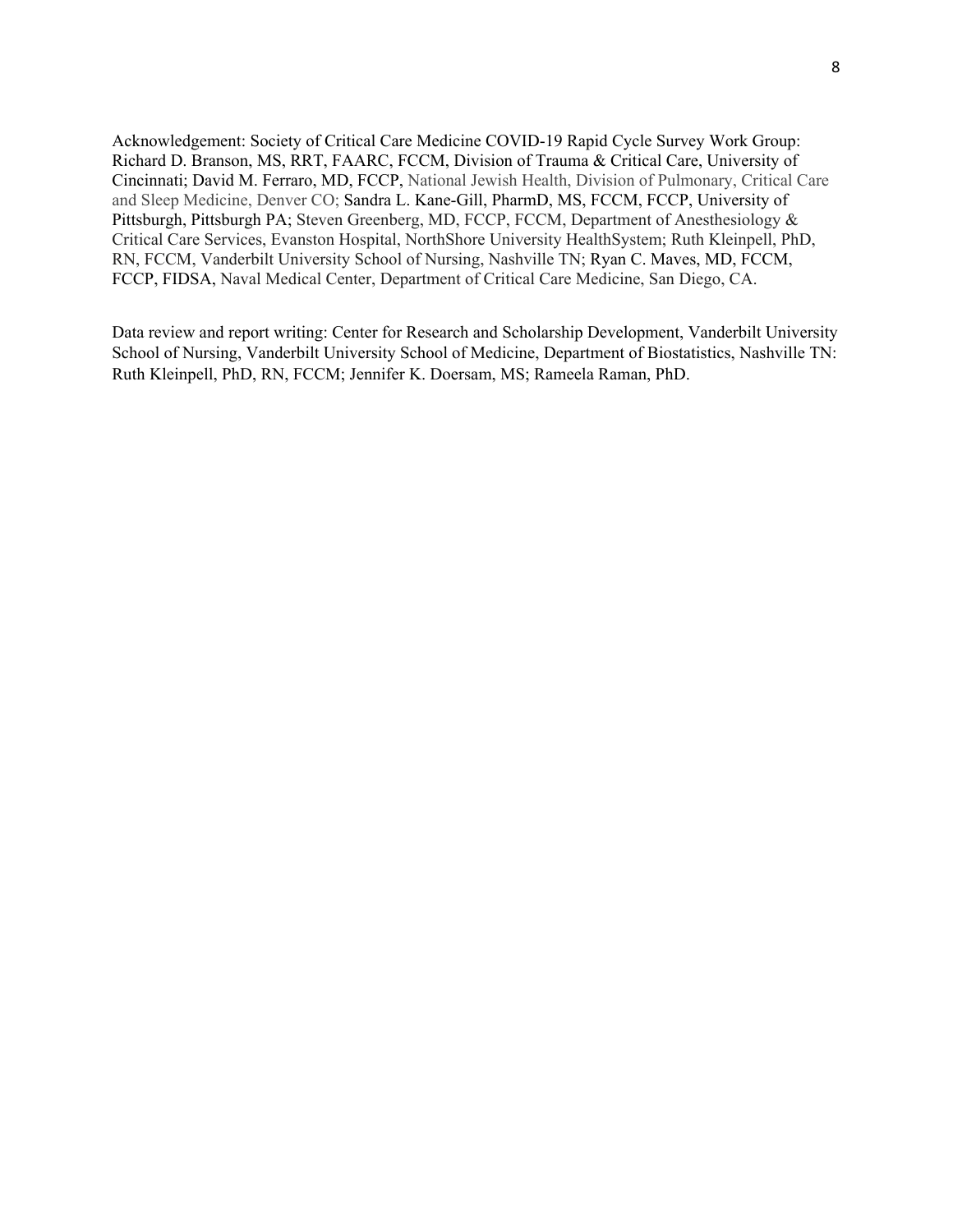Acknowledgement: Society of Critical Care Medicine COVID-19 Rapid Cycle Survey Work Group: Richard D. Branson, MS, RRT, FAARC, FCCM, Division of Trauma & Critical Care, University of Cincinnati; David M. Ferraro, MD, FCCP, National Jewish Health, Division of Pulmonary, Critical Care and Sleep Medicine, Denver CO; Sandra L. Kane-Gill, PharmD, MS, FCCM, FCCP, University of Pittsburgh, Pittsburgh PA; Steven Greenberg, MD, FCCP, FCCM, Department of Anesthesiology & Critical Care Services, Evanston Hospital, NorthShore University HealthSystem; Ruth Kleinpell, PhD, RN, FCCM, Vanderbilt University School of Nursing, Nashville TN; Ryan C. Maves, MD, FCCM, FCCP, FIDSA, Naval Medical Center, Department of Critical Care Medicine, San Diego, CA.

Data review and report writing: Center for Research and Scholarship Development, Vanderbilt University School of Nursing, Vanderbilt University School of Medicine, Department of Biostatistics, Nashville TN: Ruth Kleinpell, PhD, RN, FCCM; Jennifer K. Doersam, MS; Rameela Raman, PhD.